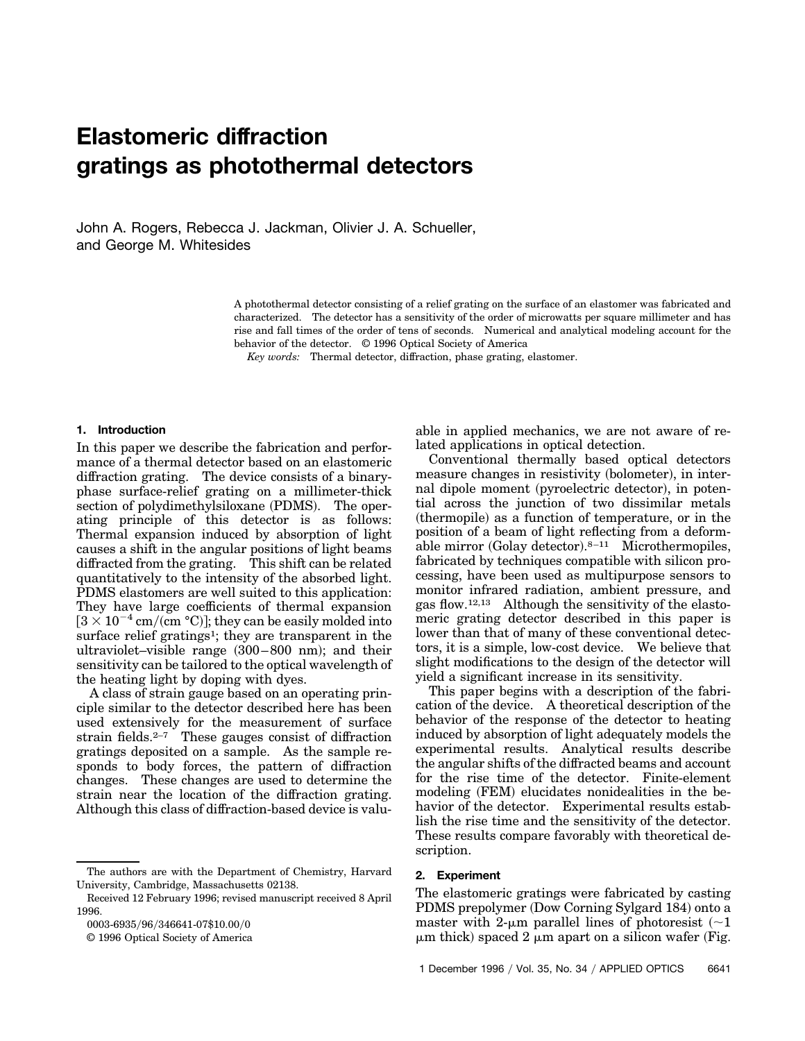# Elastomeric diffraction gratings as photothermal detectors

John A. Rogers, Rebecca J. Jackman, Olivier J. A. Schueller, and George M. Whitesides

A photothermal detector consisting of a relief grating on the surface of an elastomer was fabricated and characterized. The detector has a sensitivity of the order of microwatts per square millimeter and has rise and fall times of the order of tens of seconds. Numerical and analytical modeling account for the behavior of the detector. © 1996 Optical Society of America

*Key words:* Thermal detector, diffraction, phase grating, elastomer.

## 1. Introduction

In this paper we describe the fabrication and performance of a thermal detector based on an elastomeric diffraction grating. The device consists of a binary-phase surface-relief grating on a millimeter-thick section of polydimethylsiloxane (PDMS). The operating principle of this detector is as follows: Thermal expansion induced by absorption of light causes a shift in the angular positions of light beams diffracted from the grating. This shift can be related quantitatively to the intensity of the absorbed light. PDMS elastomers are well suited to this application: They have large coefficients of thermal expansion [$3 \times 10^{-4}$ cm/(cm °C)]; they can be easily molded into surface relief gratings[1]; they are transparent in the ultraviolet–visible range (300–800 nm); and their sensitivity can be tailored to the optical wavelength of the heating light by doping with dyes.

A class of strain gauge based on an operating principle similar to the detector described here has been used extensively for the measurement of surface strain fields.[2–7] These gauges consist of diffraction gratings deposited on a sample. As the sample responds to body forces, the pattern of diffraction changes. These changes are used to determine the strain near the location of the diffraction grating. Although this class of diffraction-based device is valuable in applied mechanics, we are not aware of related applications in optical detection.

Conventional thermally based optical detectors measure changes in resistivity (bolometer), in internal dipole moment (pyroelectric detector), in potential across the junction of two dissimilar metals (thermopile) as a function of temperature, or in the position of a beam of light reflecting from a deformable mirror (Golay detector).[8–11] Microthermopiles, fabricated by techniques compatible with silicon processing, have been used as multipurpose sensors to monitor infrared radiation, ambient pressure, and gas flow.[12,13] Although the sensitivity of the elastomeric grating detector described in this paper is lower than that of many of these conventional detectors, it is a simple, low-cost device. We believe that slight modifications to the design of the detector will yield a significant increase in its sensitivity.

This paper begins with a description of the fabrication of the device. A theoretical description of the behavior of the response of the detector to heating induced by absorption of light adequately models the experimental results. Analytical results describe the angular shifts of the diffracted beams and account for the rise time of the detector. Finite-element modeling (FEM) elucidates nonidealities in the behavior of the detector. Experimental results establish the rise time and the sensitivity of the detector. These results compare favorably with theoretical description.

## 2. Experiment

The elastomeric gratings were fabricated by casting PDMS prepolymer (Dow Corning Sylgard 184) onto a master with 2-μm parallel lines of photoresist (~1 μm thick) spaced 2 μm apart on a silicon wafer (Fig.

The authors are with the Department of Chemistry, Harvard University, Cambridge, Massachusetts 02138.

Received 12 February 1996; revised manuscript received 8 April 1996.

0003-6935/96/346641-07$10.00/0

© 1996 Optical Society of America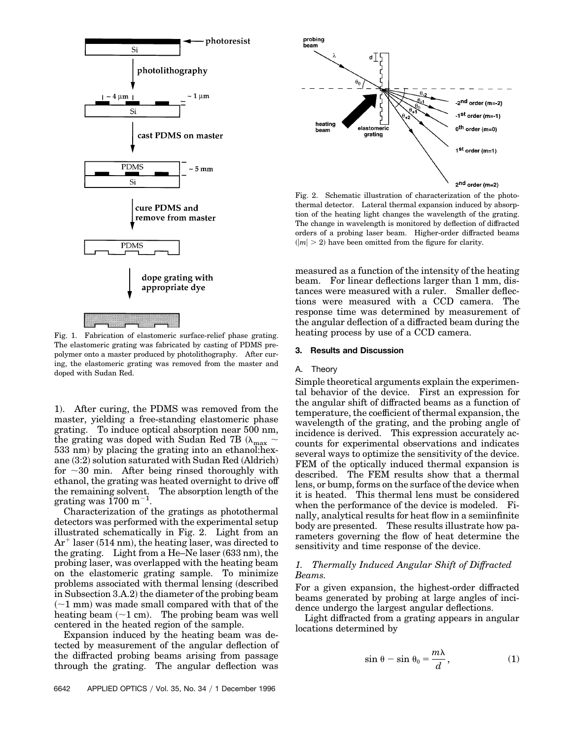Fig. 1. Fabrication of elastomeric surface-relief phase grating. The elastomeric grating was fabricated by casting of PDMS prepolymer onto a master produced by photolithography. After curing, the elastomeric grating was removed from the master and doped with Sudan Red.

1). After curing, the PDMS was removed from the master, yielding a free-standing elastomeric phase grating. To induce optical absorption near 500 nm, the grating was doped with Sudan Red 7B ($\lambda_{max} \sim$ 533 nm) by placing the grating into an ethanol:hexane (3:2) solution saturated with Sudan Red (Aldrich) for ~30 min. After being rinsed thoroughly with ethanol, the grating was heated overnight to drive off the remaining solvent. The absorption length of the grating was 1700 $m^{-1}$.

Characterization of the gratings as photothermal detectors was performed with the experimental setup illustrated schematically in Fig. 2. Light from an $Ar^+$ laser (514 nm), the heating laser, was directed to the grating. Light from a He–Ne laser (633 nm), the probing laser, was overlapped with the heating beam on the elastomeric grating sample. To minimize problems associated with thermal lensing (described in Subsection 3.A.2) the diameter of the probing beam (~1 mm) was made small compared with that of the heating beam (~1 cm). The probing beam was well centered in the heated region of the sample.

Expansion induced by the heating beam was detected by measurement of the angular deflection of the diffracted probing beams arising from passage through the grating. The angular deflection was measured as a function of the intensity of the heating beam. For linear deflections larger than 1 mm, distances were measured with a ruler. Smaller deflections were measured with a CCD camera. The response time was determined by measurement of the angular deflection of a diffracted beam during the heating process by use of a CCD camera.

Fig. 2. Schematic illustration of characterization of the photothermal detector. Lateral thermal expansion induced by absorption of the heating light changes the wavelength of the grating. The change in wavelength is monitored by deflection of diffracted orders of a probing laser beam. Higher-order diffracted beams ($|m| > 2$) have been omitted from the figure for clarity.

## 3. Results and Discussion

### A. Theory

Simple theoretical arguments explain the experimental behavior of the device. First an expression for the angular shift of diffracted beams as a function of temperature, the coefficient of thermal expansion, the wavelength of the grating, and the probing angle of incidence is derived. This expression accurately accounts for experimental observations and indicates several ways to optimize the sensitivity of the device. FEM of the optically induced thermal expansion is described. The FEM results show that a thermal lens, or bump, forms on the surface of the device when it is heated. This thermal lens must be considered when the performance of the device is modeled. Finally, analytical results for heat flow in a semiinfinite body are presented. These results illustrate how parameters governing the flow of heat determine the sensitivity and time response of the device.

#### *1. Thermally Induced Angular Shift of Diffracted Beams.*

For a given expansion, the highest-order diffracted beams generated by probing at large angles of incidence undergo the largest angular deflections.

Light diffracted from a grating appears in angular locations determined by

$$\sin \theta - \sin \theta_0 = \frac{m\lambda}{d}, \tag{1}$$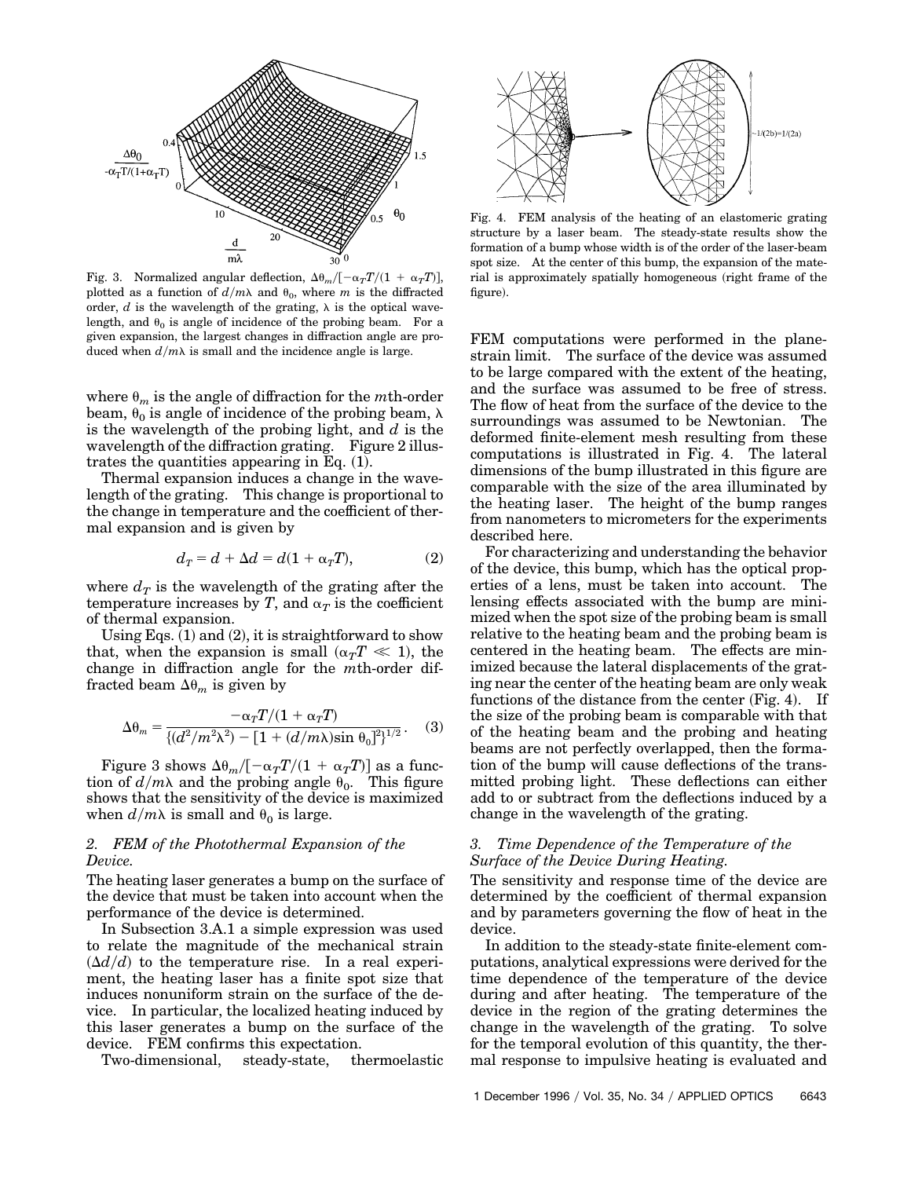Fig. 3. Normalized angular deflection, $\Delta\theta_m/[-\alpha_T T/(1 + \alpha_T T)]$, plotted as a function of $d/m\lambda$ and $\theta_0$, where $m$ is the diffracted order, $d$ is the wavelength of the grating, $\lambda$ is the optical wavelength, and $\theta_0$ is angle of incidence of the probing beam. For a given expansion, the largest changes in diffraction angle are produced when $d/m\lambda$ is small and the incidence angle is large.

where $\theta_m$ is the angle of diffraction for the $m$th-order beam, $\theta_0$ is angle of incidence of the probing beam, $\lambda$ is the wavelength of the probing light, and $d$ is the wavelength of the diffraction grating. Figure 2 illustrates the quantities appearing in Eq. (1).

Thermal expansion induces a change in the wavelength of the grating. This change is proportional to the change in temperature and the coefficient of thermal expansion and is given by

$$d_T = d + \Delta d = d(1 + \alpha_T T), \tag{2}$$

where $d_T$ is the wavelength of the grating after the temperature increases by $T$, and $\alpha_T$ is the coefficient of thermal expansion.

Using Eqs. (1) and (2), it is straightforward to show that, when the expansion is small ($\alpha_T T \ll 1$), the change in diffraction angle for the $m$th-order diffracted beam $\Delta\theta_m$ is given by

$$\Delta\theta_m = \frac{-\alpha_T T/(1 + \alpha_T T)}{\{(d^2/m^2\lambda^2) - [1 + (d/m\lambda)\sin\theta_0]^2\}^{1/2}}. \tag{3}$$

Figure 3 shows $\Delta\theta_m/[-\alpha_T T/(1 + \alpha_T T)]$ as a function of $d/m\lambda$ and the probing angle $\theta_0$. This figure shows that the sensitivity of the device is maximized when $d/m\lambda$ is small and $\theta_0$ is large.

### 2. FEM of the Photothermal Expansion of the Device.

The heating laser generates a bump on the surface of the device that must be taken into account when the performance of the device is determined.

In Subsection 3.A.1 a simple expression was used to relate the magnitude of the mechanical strain ($\Delta d/d$) to the temperature rise. In a real experiment, the heating laser has a finite spot size that induces nonuniform strain on the surface of the device. In particular, the localized heating induced by this laser generates a bump on the surface of the device. FEM confirms this expectation.

Two-dimensional, steady-state, thermoelastic FEM computations were performed in the plane-strain limit. The surface of the device was assumed to be large compared with the extent of the heating, and the surface was assumed to be free of stress. The flow of heat from the surface of the device to the surroundings was assumed to be Newtonian. The deformed finite-element mesh resulting from these computations is illustrated in Fig. 4. The lateral dimensions of the bump illustrated in this figure are comparable with the size of the area illuminated by the heating laser. The height of the bump ranges from nanometers to micrometers for the experiments described here.

Fig. 4. FEM analysis of the heating of an elastomeric grating structure by a laser beam. The steady-state results show the formation of a bump whose width is of the order of the laser-beam spot size. At the center of this bump, the expansion of the material is approximately spatially homogeneous (right frame of the figure).

For characterizing and understanding the behavior of the device, this bump, which has the optical properties of a lens, must be taken into account. The lensing effects associated with the bump are minimized when the spot size of the probing beam is small relative to the heating beam and the probing beam is centered in the heating beam. The effects are minimized because the lateral displacements of the grating near the center of the heating beam are only weak functions of the distance from the center (Fig. 4). If the size of the probing beam is comparable with that of the heating beam and the probing and heating beams are not perfectly overlapped, then the formation of the bump will cause deflections of the transmitted probing light. These deflections can either add to or subtract from the deflections induced by a change in the wavelength of the grating.

### 3. Time Dependence of the Temperature of the Surface of the Device During Heating.

The sensitivity and response time of the device are determined by the coefficient of thermal expansion and by parameters governing the flow of heat in the device.

In addition to the steady-state finite-element computations, analytical expressions were derived for the time dependence of the temperature of the device during and after heating. The temperature of the device in the region of the grating determines the change in the wavelength of the grating. To solve for the temporal evolution of this quantity, the thermal response to impulsive heating is evaluated and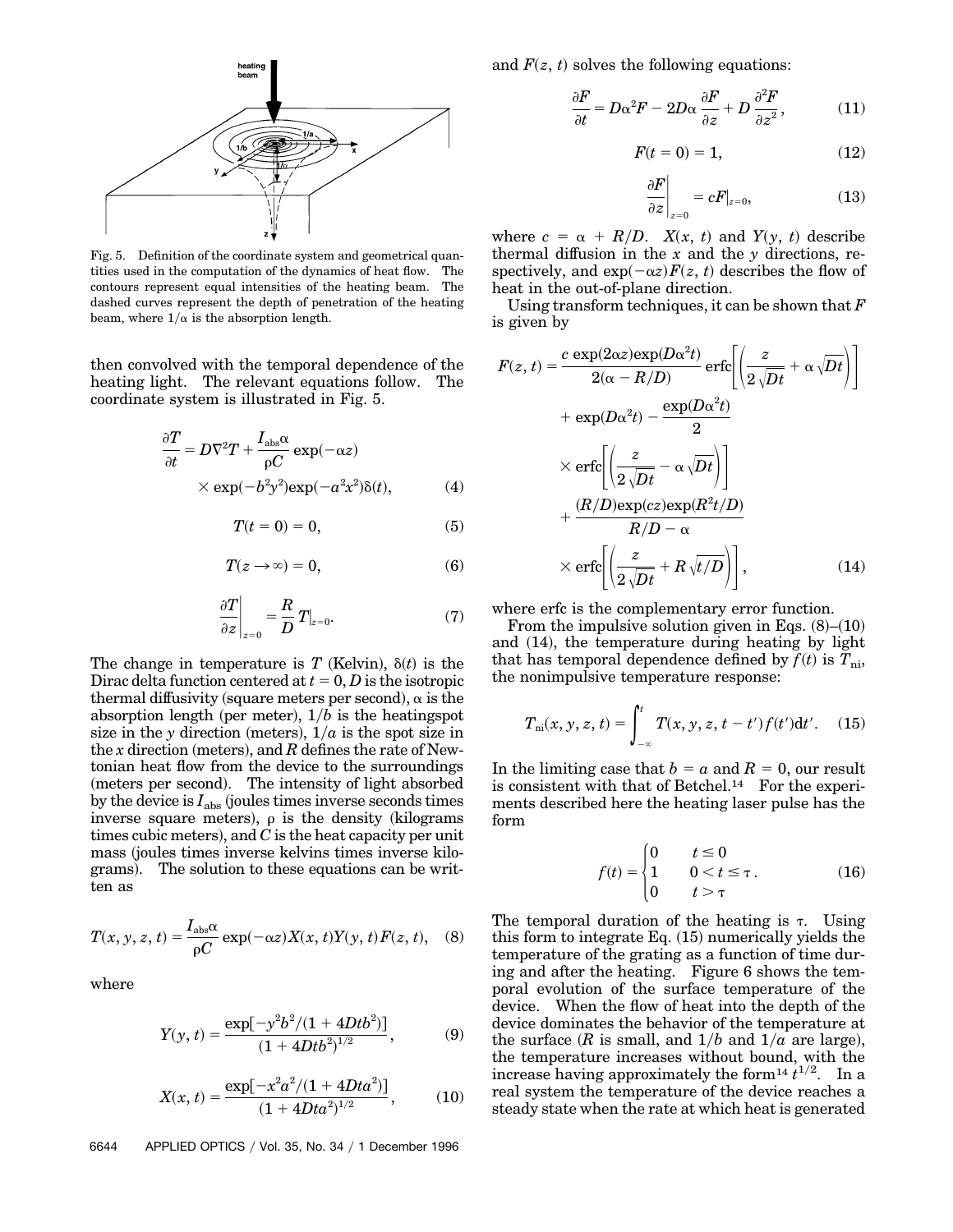Fig. 5. Definition of the coordinate system and geometrical quantities used in the computation of the dynamics of heat flow. The contours represent equal intensities of the heating beam. The dashed curves represent the depth of penetration of the heating beam, where $1/\alpha$ is the absorption length.

then convolved with the temporal dependence of the heating light. The relevant equations follow. The coordinate system is illustrated in Fig. 5.

$$\frac{\partial T}{\partial t} = D\nabla^2 T + \frac{I_{\text{abs}}\alpha}{\rho C}\exp(-\alpha z) \times \exp(-b^2 y^2)\exp(-a^2 x^2)\delta(t), \tag{4}$$

$$T(t = 0) = 0, \tag{5}$$

$$T(z \to \infty) = 0, \tag{6}$$

$$\left.\frac{\partial T}{\partial z}\right|_{z=0} = \frac{R}{D}\,T|_{z=0}. \tag{7}$$

The change in temperature is $T$ (Kelvin), $\delta(t)$ is the Dirac delta function centered at $t = 0$, $D$ is the isotropic thermal diffusivity (square meters per second), $\alpha$ is the absorption length (per meter), $1/b$ is the heatingspot size in the $y$ direction (meters), $1/a$ is the spot size in the $x$ direction (meters), and $R$ defines the rate of Newtonian heat flow from the device to the surroundings (meters per second). The intensity of light absorbed by the device is $I_{\text{abs}}$ (joules times inverse seconds times inverse square meters), $\rho$ is the density (kilograms times cubic meters), and $C$ is the heat capacity per unit mass (joules times inverse kelvins times inverse kilograms). The solution to these equations can be written as

$$T(x, y, z, t) = \frac{I_{\text{abs}}\alpha}{\rho C}\exp(-\alpha z)X(x, t)Y(y, t)F(z, t), \tag{8}$$

where

$$Y(y, t) = \frac{\exp[-y^2 b^2/(1 + 4Dtb^2)]}{(1 + 4Dtb^2)^{1/2}}, \tag{9}$$

$$X(x, t) = \frac{\exp[-x^2 a^2/(1 + 4Dta^2)]}{(1 + 4Dta^2)^{1/2}}, \tag{10}$$

and $F(z, t)$ solves the following equations:

$$\frac{\partial F}{\partial t} = D\alpha^2 F - 2D\alpha\frac{\partial F}{\partial z} + D\frac{\partial^2 F}{\partial z^2}, \tag{11}$$

$$F(t = 0) = 1, \tag{12}$$

$$\left.\frac{\partial F}{\partial z}\right|_{z=0} = cF|_{z=0}, \tag{13}$$

where $c = \alpha + R/D$. $X(x, t)$ and $Y(y, t)$ describe thermal diffusion in the $x$ and the $y$ directions, respectively, and $\exp(-\alpha z)F(z, t)$ describes the flow of heat in the out-of-plane direction.

Using transform techniques, it can be shown that $F$ is given by

$$\begin{aligned}
F(z, t) = {} & \frac{c\exp(2\alpha z)\exp(D\alpha^2 t)}{2(\alpha - R/D)}\,\text{erfc}\left[\left(\frac{z}{2\sqrt{Dt}} + \alpha\sqrt{Dt}\right)\right] \\
& + \exp(D\alpha^2 t) - \frac{\exp(D\alpha^2 t)}{2} \\
& \times \text{erfc}\left[\left(\frac{z}{2\sqrt{Dt}} - \alpha\sqrt{Dt}\right)\right] \\
& + \frac{(R/D)\exp(cz)\exp(R^2 t/D)}{R/D - \alpha} \\
& \times \text{erfc}\left[\left(\frac{z}{2\sqrt{Dt}} + R\sqrt{t/D}\right)\right],
\end{aligned} \tag{14}$$

where erfc is the complementary error function.

From the impulsive solution given in Eqs. (8)–(10) and (14), the temperature during heating by light that has temporal dependence defined by $f(t)$ is $T_{\text{ni}}$, the nonimpulsive temperature response:

$$T_{\text{ni}}(x, y, z, t) = \int_{-\infty}^{t} T(x, y, z, t - t')f(t')\mathrm{d}t'. \tag{15}$$

In the limiting case that $b = a$ and $R = 0$, our result is consistent with that of Betchel.[14] For the experiments described here the heating laser pulse has the form

$$f(t) = \begin{cases} 0 & t \le 0 \\ 1 & 0 < t \le \tau \\ 0 & t > \tau \end{cases}. \tag{16}$$

The temporal duration of the heating is $\tau$. Using this form to integrate Eq. (15) numerically yields the temperature of the grating as a function of time during and after the heating. Figure 6 shows the temporal evolution of the surface temperature of the device. When the flow of heat into the depth of the device dominates the behavior of the temperature at the surface ($R$ is small, and $1/b$ and $1/a$ are large), the temperature increases without bound, with the increase having approximately the form[14] $t^{1/2}$. In a real system the temperature of the device reaches a steady state when the rate at which heat is generated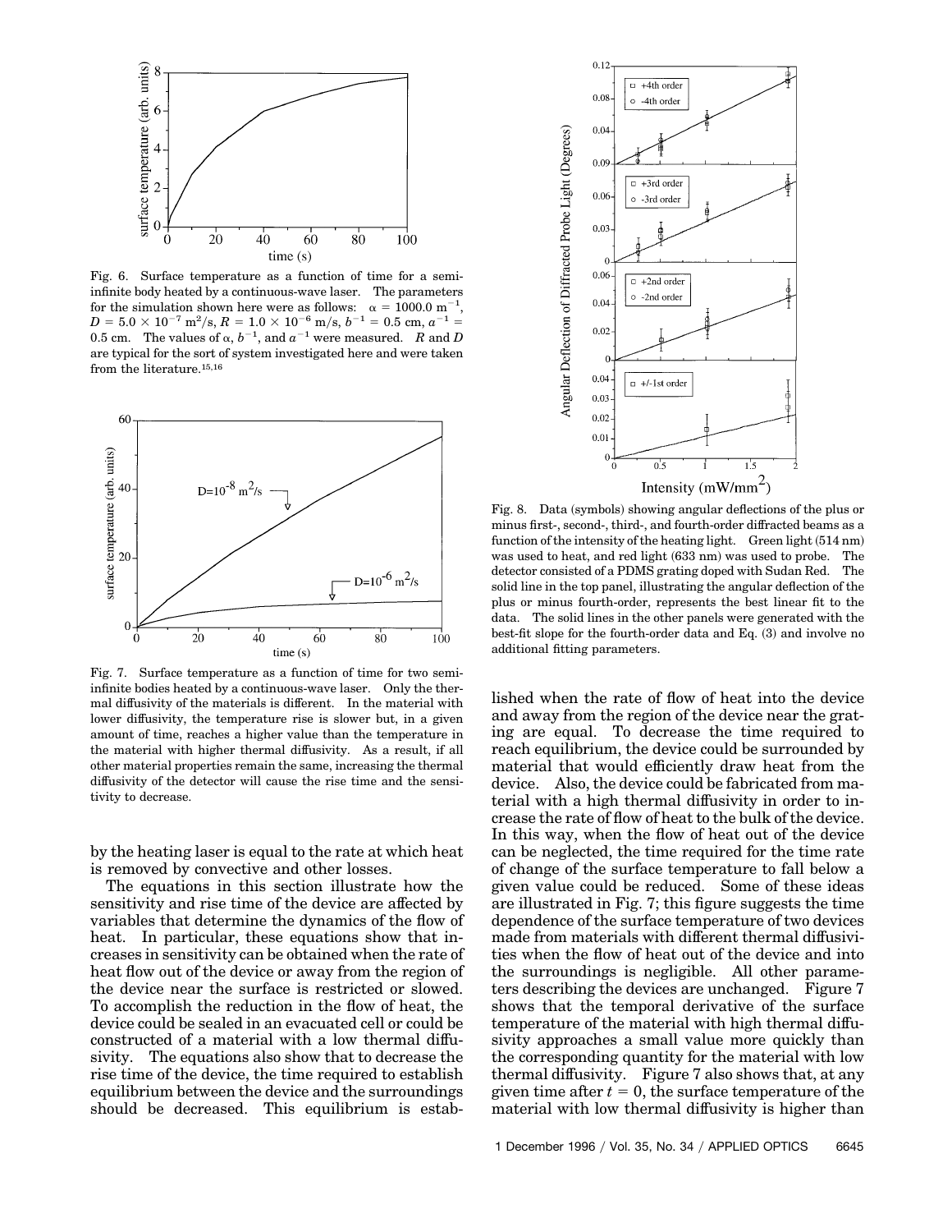Fig. 6. Surface temperature as a function of time for a semi-infinite body heated by a continuous-wave laser. The parameters for the simulation shown here were as follows: $\alpha = 1000.0\ \mathrm{m}^{-1}$, $D = 5.0 \times 10^{-7}\ \mathrm{m}^2/\mathrm{s}$, $R = 1.0 \times 10^{-6}\ \mathrm{m/s}$, $b^{-1} = 0.5$ cm, $a^{-1} = 0.5$ cm. The values of $\alpha$, $b^{-1}$, and $a^{-1}$ were measured. $R$ and $D$ are typical for the sort of system investigated here and were taken from the literature.[15,16]

Fig. 7. Surface temperature as a function of time for two semi-infinite bodies heated by a continuous-wave laser. Only the thermal diffusivity of the materials is different. In the material with lower diffusivity, the temperature rise is slower but, in a given amount of time, reaches a higher value than the temperature in the material with higher thermal diffusivity. As a result, if all other material properties remain the same, increasing the thermal diffusivity of the detector will cause the rise time and the sensitivity to decrease.

Fig. 8. Data (symbols) showing angular deflections of the plus or minus first-, second-, third-, and fourth-order diffracted beams as a function of the intensity of the heating light. Green light (514 nm) was used to heat, and red light (633 nm) was used to probe. The detector consisted of a PDMS grating doped with Sudan Red. The solid line in the top panel, illustrating the angular deflection of the plus or minus fourth-order, represents the best linear fit to the data. The solid lines in the other panels were generated with the best-fit slope for the fourth-order data and Eq. (3) and involve no additional fitting parameters.

by the heating laser is equal to the rate at which heat is removed by convective and other losses.

The equations in this section illustrate how the sensitivity and rise time of the device are affected by variables that determine the dynamics of the flow of heat. In particular, these equations show that increases in sensitivity can be obtained when the rate of heat flow out of the device or away from the region of the device near the surface is restricted or slowed. To accomplish the reduction in the flow of heat, the device could be sealed in an evacuated cell or could be constructed of a material with a low thermal diffusivity. The equations also show that to decrease the rise time of the device, the time required to establish equilibrium between the device and the surroundings should be decreased. This equilibrium is established when the rate of flow of heat into the device and away from the region of the device near the grating are equal. To decrease the time required to reach equilibrium, the device could be surrounded by material that would efficiently draw heat from the device. Also, the device could be fabricated from material with a high thermal diffusivity in order to increase the rate of flow of heat to the bulk of the device. In this way, when the flow of heat out of the device can be neglected, the time required for the time rate of change of the surface temperature to fall below a given value could be reduced. Some of these ideas are illustrated in Fig. 7; this figure suggests the time dependence of the surface temperature of two devices made from materials with different thermal diffusivities when the flow of heat out of the device and into the surroundings is negligible. All other parameters describing the devices are unchanged. Figure 7 shows that the temporal derivative of the surface temperature of the material with high thermal diffusivity approaches a small value more quickly than the corresponding quantity for the material with low thermal diffusivity. Figure 7 also shows that, at any given time after $t = 0$, the surface temperature of the material with low thermal diffusivity is higher than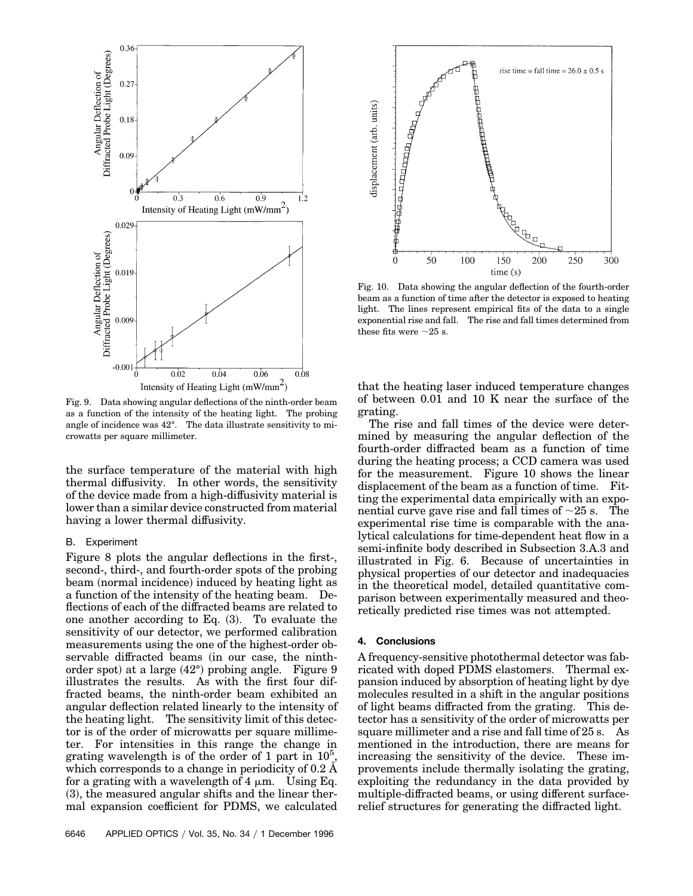Fig. 9. Data showing angular deflections of the ninth-order beam as a function of the intensity of the heating light. The probing angle of incidence was 42°. The data illustrate sensitivity to microwatts per square millimeter.

the surface temperature of the material with high thermal diffusivity. In other words, the sensitivity of the device made from a high-diffusivity material is lower than a similar device constructed from material having a lower thermal diffusivity.

### B. Experiment

Figure 8 plots the angular deflections in the first-, second-, third-, and fourth-order spots of the probing beam (normal incidence) induced by heating light as a function of the intensity of the heating beam. Deflections of each of the diffracted beams are related to one another according to Eq. (3). To evaluate the sensitivity of our detector, we performed calibration measurements using the one of the highest-order observable diffracted beams (in our case, the ninth-order spot) at a large (42°) probing angle. Figure 9 illustrates the results. As with the first four diffracted beams, the ninth-order beam exhibited an angular deflection related linearly to the intensity of the heating light. The sensitivity limit of this detector is of the order of microwatts per square millimeter. For intensities in this range the change in grating wavelength is of the order of 1 part in $10^5$, which corresponds to a change in periodicity of 0.2 Å for a grating with a wavelength of 4 μm. Using Eq. (3), the measured angular shifts and the linear thermal expansion coefficient for PDMS, we calculated that the heating laser induced temperature changes of between 0.01 and 10 K near the surface of the grating.

The rise and fall times of the device were determined by measuring the angular deflection of the fourth-order diffracted beam as a function of time during the heating process; a CCD camera was used for the measurement. Figure 10 shows the linear displacement of the beam as a function of time. Fitting the experimental data empirically with an exponential curve gave rise and fall times of ~25 s. The experimental rise time is comparable with the analytical calculations for time-dependent heat flow in a semi-infinite body described in Subsection 3.A.3 and illustrated in Fig. 6. Because of uncertainties in physical properties of our detector and inadequacies in the theoretical model, detailed quantitative comparison between experimentally measured and theoretically predicted rise times was not attempted.

Fig. 10. Data showing the angular deflection of the fourth-order beam as a function of time after the detector is exposed to heating light. The lines represent empirical fits of the data to a single exponential rise and fall. The rise and fall times determined from these fits were ~25 s.

## 4. Conclusions

A frequency-sensitive photothermal detector was fabricated with doped PDMS elastomers. Thermal expansion induced by absorption of heating light by dye molecules resulted in a shift in the angular positions of light beams diffracted from the grating. This detector has a sensitivity of the order of microwatts per square millimeter and a rise and fall time of 25 s. As mentioned in the introduction, there are means for increasing the sensitivity of the device. These improvements include thermally isolating the grating, exploiting the redundancy in the data provided by multiple-diffracted beams, or using different surface-relief structures for generating the diffracted light.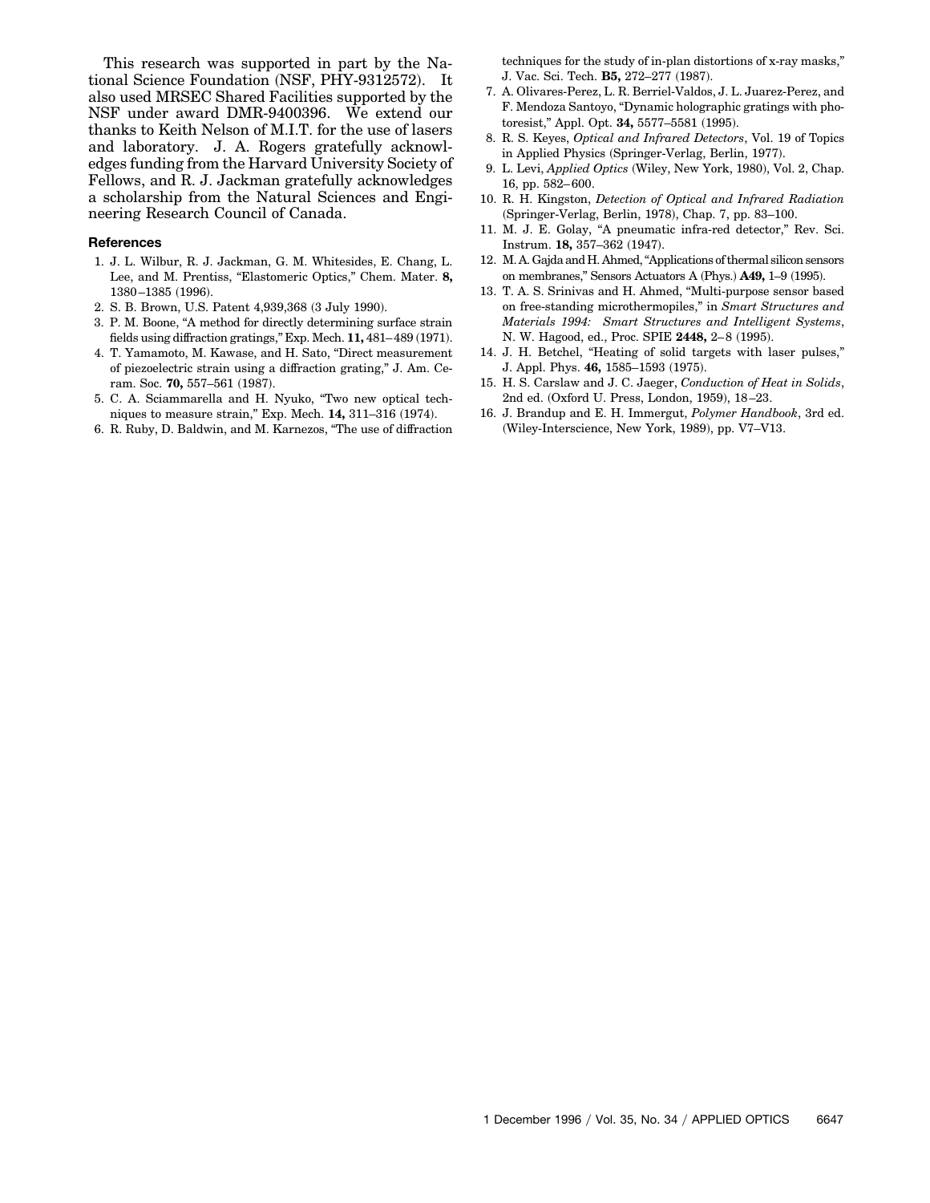This research was supported in part by the National Science Foundation (NSF, PHY-9312572). It also used MRSEC Shared Facilities supported by the NSF under award DMR-9400396. We extend our thanks to Keith Nelson of M.I.T. for the use of lasers and laboratory. J. A. Rogers gratefully acknowledges funding from the Harvard University Society of Fellows, and R. J. Jackman gratefully acknowledges a scholarship from the Natural Sciences and Engineering Research Council of Canada.

## References

1. J. L. Wilbur, R. J. Jackman, G. M. Whitesides, E. Chang, L. Lee, and M. Prentiss, "Elastomeric Optics," Chem. Mater. **8,** 1380–1385 (1996).
2. S. B. Brown, U.S. Patent 4,939,368 (3 July 1990).
3. P. M. Boone, "A method for directly determining surface strain fields using diffraction gratings," Exp. Mech. **11,** 481–489 (1971).
4. T. Yamamoto, M. Kawase, and H. Sato, "Direct measurement of piezoelectric strain using a diffraction grating," J. Am. Ceram. Soc. **70,** 557–561 (1987).
5. C. A. Sciammarella and H. Nyuko, "Two new optical techniques to measure strain," Exp. Mech. **14,** 311–316 (1974).
6. R. Ruby, D. Baldwin, and M. Karnezos, "The use of diffraction techniques for the study of in-plan distortions of x-ray masks," J. Vac. Sci. Tech. **B5,** 272–277 (1987).
7. A. Olivares-Perez, L. R. Berriel-Valdos, J. L. Juarez-Perez, and F. Mendoza Santoyo, "Dynamic holographic gratings with photoresist," Appl. Opt. **34,** 5577–5581 (1995).
8. R. S. Keyes, *Optical and Infrared Detectors*, Vol. 19 of Topics in Applied Physics (Springer-Verlag, Berlin, 1977).
9. L. Levi, *Applied Optics* (Wiley, New York, 1980), Vol. 2, Chap. 16, pp. 582–600.
10. R. H. Kingston, *Detection of Optical and Infrared Radiation* (Springer-Verlag, Berlin, 1978), Chap. 7, pp. 83–100.
11. M. J. E. Golay, "A pneumatic infra-red detector," Rev. Sci. Instrum. **18,** 357–362 (1947).
12. M. A. Gajda and H. Ahmed, "Applications of thermal silicon sensors on membranes," Sensors Actuators A (Phys.) **A49,** 1–9 (1995).
13. T. A. S. Srinivas and H. Ahmed, "Multi-purpose sensor based on free-standing microthermopiles," in *Smart Structures and Materials 1994: Smart Structures and Intelligent Systems*, N. W. Hagood, ed., Proc. SPIE **2448,** 2–8 (1995).
14. J. H. Betchel, "Heating of solid targets with laser pulses," J. Appl. Phys. **46,** 1585–1593 (1975).
15. H. S. Carslaw and J. C. Jaeger, *Conduction of Heat in Solids*, 2nd ed. (Oxford U. Press, London, 1959), 18–23.
16. J. Brandup and E. H. Immergut, *Polymer Handbook*, 3rd ed. (Wiley-Interscience, New York, 1989), pp. V7–V13.